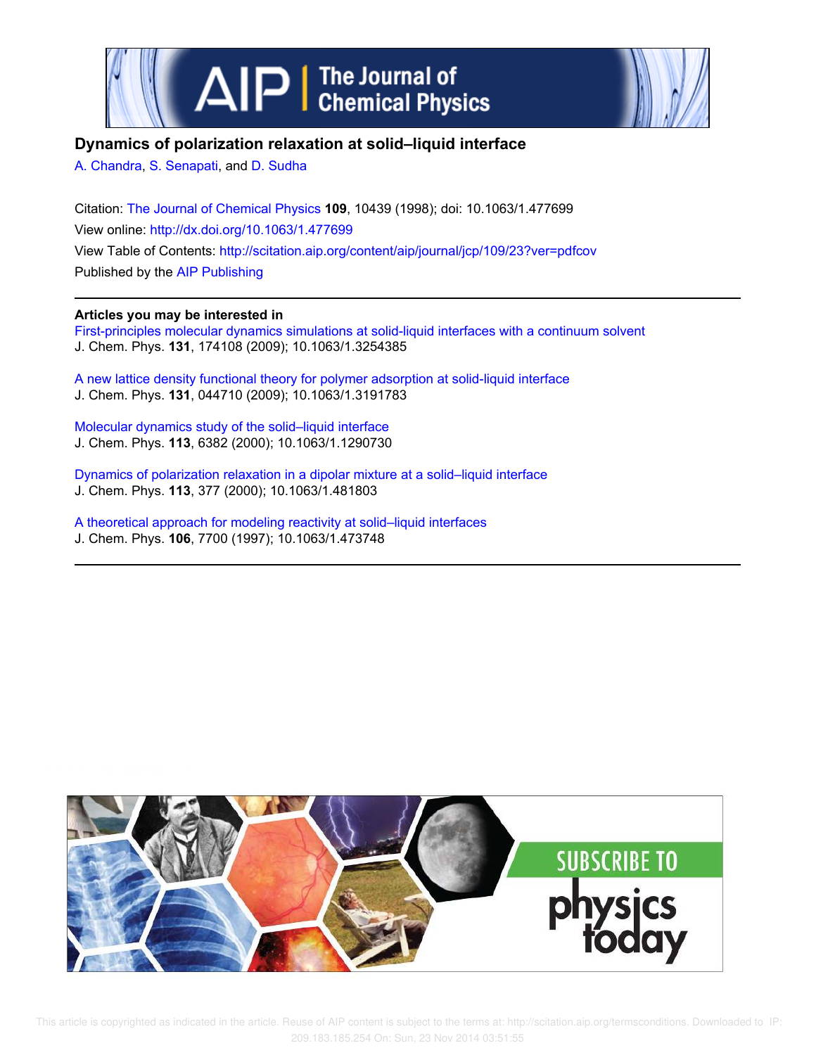# Dynamics of polarization relaxation at solid–liquid interface

A. Chandra, S. Senapati, and D. Sudha

Citation: The Journal of Chemical Physics **109**, 10439 (1998); doi: 10.1063/1.477699
View online: http://dx.doi.org/10.1063/1.477699
View Table of Contents: http://scitation.aip.org/content/aip/journal/jcp/109/23?ver=pdfcov
Published by the AIP Publishing

**Articles you may be interested in**

First-principles molecular dynamics simulations at solid-liquid interfaces with a continuum solvent
J. Chem. Phys. **131**, 174108 (2009); 10.1063/1.3254385

A new lattice density functional theory for polymer adsorption at solid-liquid interface
J. Chem. Phys. **131**, 044710 (2009); 10.1063/1.3191783

Molecular dynamics study of the solid–liquid interface
J. Chem. Phys. **113**, 6382 (2000); 10.1063/1.1290730

Dynamics of polarization relaxation in a dipolar mixture at a solid–liquid interface
J. Chem. Phys. **113**, 377 (2000); 10.1063/1.481803

A theoretical approach for modeling reactivity at solid–liquid interfaces
J. Chem. Phys. **106**, 7700 (1997); 10.1063/1.473748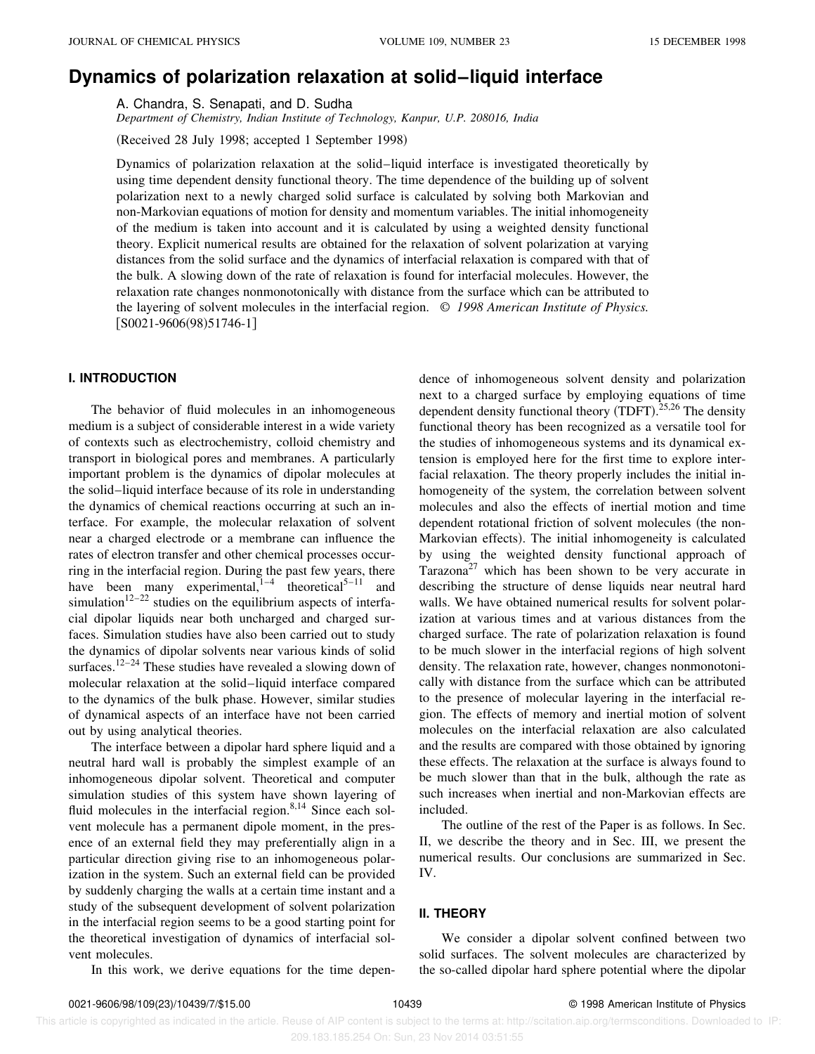# Dynamics of polarization relaxation at solid–liquid interface

A. Chandra, S. Senapati, and D. Sudha

*Department of Chemistry, Indian Institute of Technology, Kanpur, U.P. 208016, India*

(Received 28 July 1998; accepted 1 September 1998)

Dynamics of polarization relaxation at the solid–liquid interface is investigated theoretically by using time dependent density functional theory. The time dependence of the building up of solvent polarization next to a newly charged solid surface is calculated by solving both Markovian and non-Markovian equations of motion for density and momentum variables. The initial inhomogeneity of the medium is taken into account and it is calculated by using a weighted density functional theory. Explicit numerical results are obtained for the relaxation of solvent polarization at varying distances from the solid surface and the dynamics of interfacial relaxation is compared with that of the bulk. A slowing down of the rate of relaxation is found for interfacial molecules. However, the relaxation rate changes nonmonotonically with distance from the surface which can be attributed to the layering of solvent molecules in the interfacial region. © *1998 American Institute of Physics.* [S0021-9606(98)51746-1]

## I. INTRODUCTION

The behavior of fluid molecules in an inhomogeneous medium is a subject of considerable interest in a wide variety of contexts such as electrochemistry, colloid chemistry and transport in biological pores and membranes. A particularly important problem is the dynamics of dipolar molecules at the solid–liquid interface because of its role in understanding the dynamics of chemical reactions occurring at such an interface. For example, the molecular relaxation of solvent near a charged electrode or a membrane can influence the rates of electron transfer and other chemical processes occurring in the interfacial region. During the past few years, there have been many experimental,[1–4] theoretical[5–11] and simulation[12–22] studies on the equilibrium aspects of interfacial dipolar liquids near both uncharged and charged surfaces. Simulation studies have also been carried out to study the dynamics of dipolar solvents near various kinds of solid surfaces.[12–24] These studies have revealed a slowing down of molecular relaxation at the solid–liquid interface compared to the dynamics of the bulk phase. However, similar studies of dynamical aspects of an interface have not been carried out by using analytical theories.

The interface between a dipolar hard sphere liquid and a neutral hard wall is probably the simplest example of an inhomogeneous dipolar solvent. Theoretical and computer simulation studies of this system have shown layering of fluid molecules in the interfacial region.[8,14] Since each solvent molecule has a permanent dipole moment, in the presence of an external field they may preferentially align in a particular direction giving rise to an inhomogeneous polarization in the system. Such an external field can be provided by suddenly charging the walls at a certain time instant and a study of the subsequent development of solvent polarization in the interfacial region seems to be a good starting point for the theoretical investigation of dynamics of interfacial solvent molecules.

In this work, we derive equations for the time dependence of inhomogeneous solvent density and polarization next to a charged surface by employing equations of time dependent density functional theory (TDFT).[25,26] The density functional theory has been recognized as a versatile tool for the studies of inhomogeneous systems and its dynamical extension is employed here for the first time to explore interfacial relaxation. The theory properly includes the initial inhomogeneity of the system, the correlation between solvent molecules and also the effects of inertial motion and time dependent rotational friction of solvent molecules (the non-Markovian effects). The initial inhomogeneity is calculated by using the weighted density functional approach of Tarazona[27] which has been shown to be very accurate in describing the structure of dense liquids near neutral hard walls. We have obtained numerical results for solvent polarization at various times and at various distances from the charged surface. The rate of polarization relaxation is found to be much slower in the interfacial regions of high solvent density. The relaxation rate, however, changes nonmonotonically with distance from the surface which can be attributed to the presence of molecular layering in the interfacial region. The effects of memory and inertial motion of solvent molecules on the interfacial relaxation are also calculated and the results are compared with those obtained by ignoring these effects. The relaxation at the surface is always found to be much slower than that in the bulk, although the rate as such increases when inertial and non-Markovian effects are included.

The outline of the rest of the Paper is as follows. In Sec. II, we describe the theory and in Sec. III, we present the numerical results. Our conclusions are summarized in Sec. IV.

## II. THEORY

We consider a dipolar solvent confined between two solid surfaces. The solvent molecules are characterized by the so-called dipolar hard sphere potential where the dipolar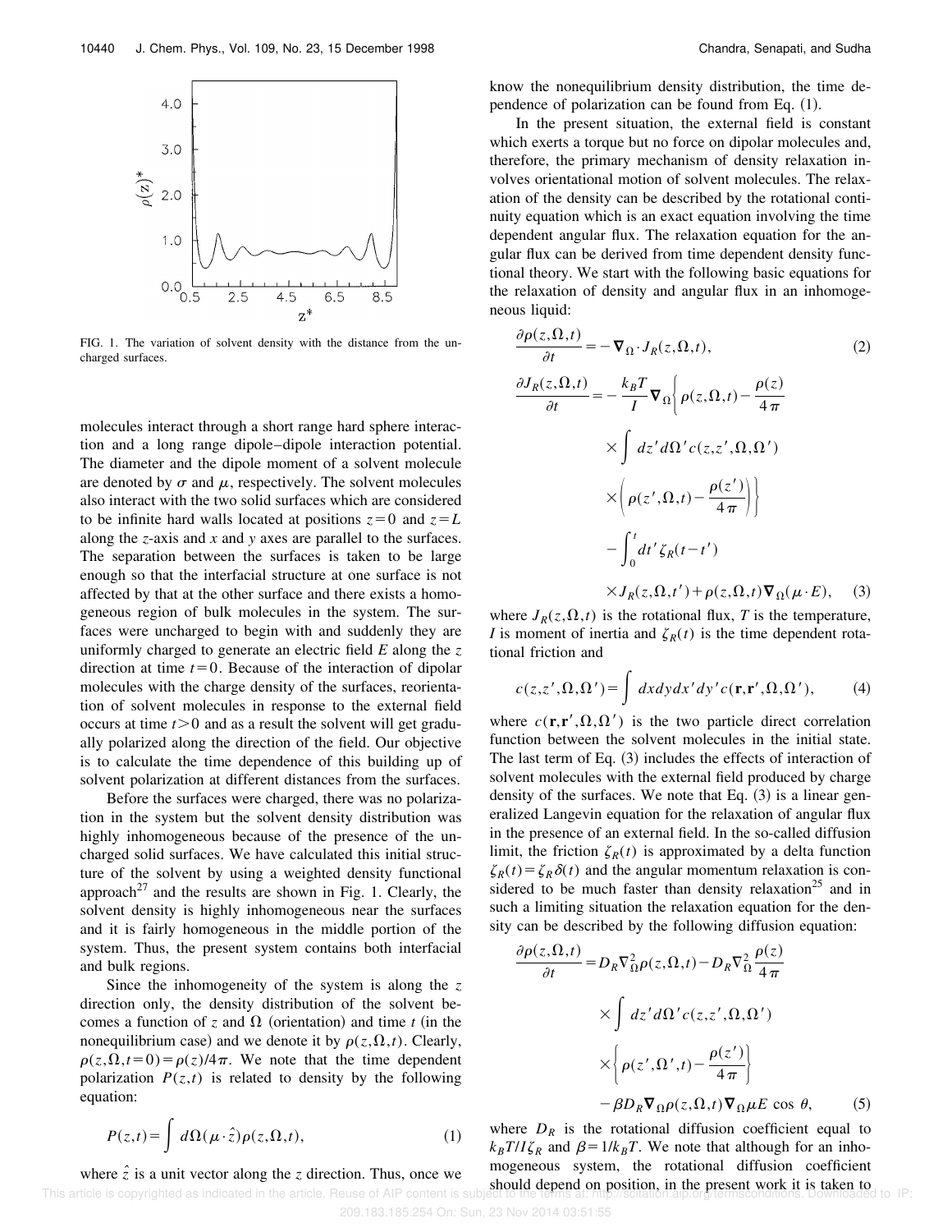FIG. 1. The variation of solvent density with the distance from the uncharged surfaces.

molecules interact through a short range hard sphere interaction and a long range dipole–dipole interaction potential. The diameter and the dipole moment of a solvent molecule are denoted by $\sigma$ and $\mu$, respectively. The solvent molecules also interact with the two solid surfaces which are considered to be infinite hard walls located at positions $z=0$ and $z=L$ along the $z$-axis and $x$ and $y$ axes are parallel to the surfaces. The separation between the surfaces is taken to be large enough so that the interfacial structure at one surface is not affected by that at the other surface and there exists a homogeneous region of bulk molecules in the system. The surfaces were uncharged to begin with and suddenly they are uniformly charged to generate an electric field $E$ along the $z$ direction at time $t=0$. Because of the interaction of dipolar molecules with the charge density of the surfaces, reorientation of solvent molecules in response to the external field occurs at time $t>0$ and as a result the solvent will get gradually polarized along the direction of the field. Our objective is to calculate the time dependence of this building up of solvent polarization at different distances from the surfaces.

Before the surfaces were charged, there was no polarization in the system but the solvent density distribution was highly inhomogeneous because of the presence of the uncharged solid surfaces. We have calculated this initial structure of the solvent by using a weighted density functional approach[27] and the results are shown in Fig. 1. Clearly, the solvent density is highly inhomogeneous near the surfaces and it is fairly homogeneous in the middle portion of the system. Thus, the present system contains both interfacial and bulk regions.

Since the inhomogeneity of the system is along the $z$ direction only, the density distribution of the solvent becomes a function of $z$ and $\Omega$ (orientation) and time $t$ (in the nonequilibrium case) and we denote it by $\rho(z,\Omega,t)$. Clearly, $\rho(z,\Omega,t=0)=\rho(z)/4\pi$. We note that the time dependent polarization $P(z,t)$ is related to density by the following equation:

$$P(z,t)=\int d\Omega(\mu\cdot\hat{z})\rho(z,\Omega,t), \tag{1}$$

where $\hat{z}$ is a unit vector along the $z$ direction. Thus, once we know the nonequilibrium density distribution, the time dependence of polarization can be found from Eq. (1).

In the present situation, the external field is constant which exerts a torque but no force on dipolar molecules and, therefore, the primary mechanism of density relaxation involves orientational motion of solvent molecules. The relaxation of the density can be described by the rotational continuity equation which is an exact equation involving the time dependent angular flux. The relaxation equation for the angular flux can be derived from time dependent density functional theory. We start with the following basic equations for the relaxation of density and angular flux in an inhomogeneous liquid:

$$\frac{\partial\rho(z,\Omega,t)}{\partial t}=-\nabla_\Omega\cdot J_R(z,\Omega,t), \tag{2}$$

$$\begin{aligned}\frac{\partial J_R(z,\Omega,t)}{\partial t}=&-\frac{k_BT}{I}\nabla_\Omega\left\{\rho(z,\Omega,t)-\frac{\rho(z)}{4\pi}\right.\\&\times\int dz'd\Omega' c(z,z',\Omega,\Omega')\\&\left.\times\left(\rho(z',\Omega,t)-\frac{\rho(z')}{4\pi}\right)\right\}\\&-\int_0^t dt'\zeta_R(t-t')\\&\times J_R(z,\Omega,t')+\rho(z,\Omega,t)\nabla_\Omega(\mu\cdot E),\end{aligned} \tag{3}$$

where $J_R(z,\Omega,t)$ is the rotational flux, $T$ is the temperature, $I$ is moment of inertia and $\zeta_R(t)$ is the time dependent rotational friction and

$$c(z,z',\Omega,\Omega')=\int dxdydx'dy'c(\mathbf{r},\mathbf{r}',\Omega,\Omega'), \tag{4}$$

where $c(\mathbf{r},\mathbf{r}',\Omega,\Omega')$ is the two particle direct correlation function between the solvent molecules in the initial state. The last term of Eq. (3) includes the effects of interaction of solvent molecules with the external field produced by charge density of the surfaces. We note that Eq. (3) is a linear generalized Langevin equation for the relaxation of angular flux in the presence of an external field. In the so-called diffusion limit, the friction $\zeta_R(t)$ is approximated by a delta function $\zeta_R(t)=\zeta_R\delta(t)$ and the angular momentum relaxation is considered to be much faster than density relaxation[25] and in such a limiting situation the relaxation equation for the density can be described by the following diffusion equation:

$$\begin{aligned}\frac{\partial\rho(z,\Omega,t)}{\partial t}=&D_R\nabla_\Omega^2\rho(z,\Omega,t)-D_R\nabla_\Omega^2\frac{\rho(z)}{4\pi}\\&\times\int dz'd\Omega' c(z,z',\Omega,\Omega')\\&\times\left\{\rho(z',\Omega',t)-\frac{\rho(z')}{4\pi}\right\}\\&-\beta D_R\nabla_\Omega\rho(z,\Omega,t)\nabla_\Omega\mu E\cos\theta,\end{aligned} \tag{5}$$

where $D_R$ is the rotational diffusion coefficient equal to $k_BT/I\zeta_R$ and $\beta=1/k_BT$. We note that although for an inhomogeneous system, the rotational diffusion coefficient should depend on position, in the present work it is taken to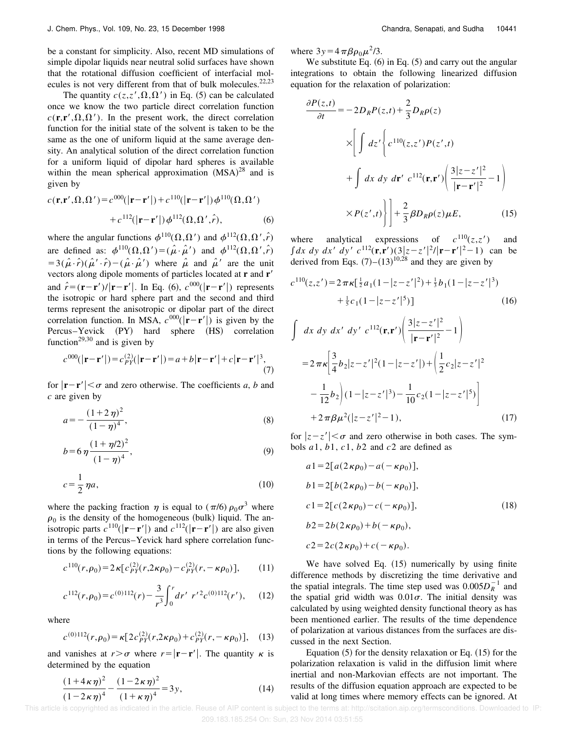be a constant for simplicity. Also, recent MD simulations of simple dipolar liquids near neutral solid surfaces have shown that the rotational diffusion coefficient of interfacial molecules is not very different from that of bulk molecules.[22,23]

The quantity $c(z,z',\Omega,\Omega')$ in Eq. (5) can be calculated once we know the two particle direct correlation function $c(\mathbf{r},\mathbf{r}',\Omega,\Omega')$. In the present work, the direct correlation function for the initial state of the solvent is taken to be the same as the one of uniform liquid at the same average density. An analytical solution of the direct correlation function for a uniform liquid of dipolar hard spheres is available within the mean spherical approximation (MSA)[28] and is given by

$$c(\mathbf{r},\mathbf{r}',\Omega,\Omega') = c^{000}(|\mathbf{r}-\mathbf{r}'|) + c^{110}(|\mathbf{r}-\mathbf{r}'|)\phi^{110}(\Omega,\Omega') + c^{112}(|\mathbf{r}-\mathbf{r}'|)\phi^{112}(\Omega,\Omega',\hat{r}), \tag{6}$$

where the angular functions $\phi^{110}(\Omega,\Omega')$ and $\phi^{112}(\Omega,\Omega',\hat{r})$ are defined as: $\phi^{110}(\Omega,\Omega') = (\hat{\mu}\cdot\hat{\mu}')$ and $\phi^{112}(\Omega,\Omega',\hat{r}) = 3(\hat{\mu}\cdot\hat{r})(\hat{\mu}'\cdot\hat{r}) - (\hat{\mu}\cdot\hat{\mu}')$ where $\hat{\mu}$ and $\hat{\mu}'$ are the unit vectors along dipole moments of particles located at $\mathbf{r}$ and $\mathbf{r}'$ and $\hat{r} = (\mathbf{r}-\mathbf{r}')/|\mathbf{r}-\mathbf{r}'|$. In Eq. (6), $c^{000}(|\mathbf{r}-\mathbf{r}'|)$ represents the isotropic or hard sphere part and the second and third terms represent the anisotropic or dipolar part of the direct correlation function. In MSA, $c^{000}(|\mathbf{r}-\mathbf{r}'|)$ is given by the Percus–Yevick (PY) hard sphere (HS) correlation function[29,30] and is given by

$$c^{000}(|\mathbf{r}-\mathbf{r}'|) = c_{PY}^{(2)}(|\mathbf{r}-\mathbf{r}'|) = a + b|\mathbf{r}-\mathbf{r}'| + c|\mathbf{r}-\mathbf{r}'|^3, \tag{7}$$

for $|\mathbf{r}-\mathbf{r}'|<\sigma$ and zero otherwise. The coefficients $a$, $b$ and $c$ are given by

$$a = -\frac{(1+2\eta)^2}{(1-\eta)^4}, \tag{8}$$

$$b = 6\eta\frac{(1+\eta/2)^2}{(1-\eta)^4}, \tag{9}$$

$$c = \frac{1}{2}\eta a, \tag{10}$$

where the packing fraction $\eta$ is equal to $(\pi/6)\rho_0\sigma^3$ where $\rho_0$ is the density of the homogeneous (bulk) liquid. The anisotropic parts $c^{110}(|\mathbf{r}-\mathbf{r}'|)$ and $c^{112}(|\mathbf{r}-\mathbf{r}'|)$ are also given in terms of the Percus–Yevick hard sphere correlation functions by the following equations:

$$c^{110}(r,\rho_0) = 2\kappa[c_{PY}^{(2)}(r,2\kappa\rho_0) - c_{PY}^{(2)}(r,-\kappa\rho_0)], \tag{11}$$

$$c^{112}(r,\rho_0) = c^{(0)112}(r) - \frac{3}{r^3}\int_0^r dr'\, r'^2 c^{(0)112}(r'), \tag{12}$$

where

$$c^{(0)112}(r,\rho_0) = \kappa[2c_{PY}^{(2)}(r,2\kappa\rho_0) + c_{PY}^{(2)}(r,-\kappa\rho_0)], \tag{13}$$

and vanishes at $r>\sigma$ where $r=|\mathbf{r}-\mathbf{r}'|$. The quantity $\kappa$ is determined by the equation

$$\frac{(1+4\kappa\eta)^2}{(1-2\kappa\eta)^4} - \frac{(1-2\kappa\eta)^2}{(1+\kappa\eta)^4} = 3y, \tag{14}$$

where $3y = 4\pi\beta\rho_0\mu^2/3$.

We substitute Eq. (6) in Eq. (5) and carry out the angular integrations to obtain the following linearized diffusion equation for the relaxation of polarization:

$$\frac{\partial P(z,t)}{\partial t} = -2D_R P(z,t) + \frac{2}{3}D_R\rho(z) \times\left[\int dz'\left\{c^{110}(z,z')P(z',t) + \int dx\, dy\, d\mathbf{r}'\, c^{112}(\mathbf{r},\mathbf{r}')\left(\frac{3|z-z'|^2}{|\mathbf{r}-\mathbf{r}'|^2}-1\right) \times P(z',t)\right\}\right] + \frac{2}{3}\beta D_R\rho(z)\mu E, \tag{15}$$

where analytical expressions of $c^{110}(z,z')$ and $\int dx\, dy\, dx'\, dy'\, c^{112}(\mathbf{r},\mathbf{r}')(3|z-z'|^2/|\mathbf{r}-\mathbf{r}'|^2-1)$ can be derived from Eqs. (7)–(13)[10,28] and they are given by

$$c^{110}(z,z') = 2\pi\kappa[\tfrac{1}{2}a_1(1-|z-z'|^2) + \tfrac{1}{3}b_1(1-|z-z'|^3) + \tfrac{1}{5}c_1(1-|z-z'|^5)] \tag{16}$$

$$\int dx\, dy\, dx'\, dy'\, c^{112}(\mathbf{r},\mathbf{r}')\left(\frac{3|z-z'|^2}{|\mathbf{r}-\mathbf{r}'|^2}-1\right) = 2\pi\kappa\left[\frac{3}{4}b_2|z-z'|^2(1-|z-z'|) + \left(\frac{1}{2}c_2|z-z'|^2 - \frac{1}{12}b_2\right)(1-|z-z'|^3) - \frac{1}{10}c_2(1-|z-z'|^5)\right] + 2\pi\beta\mu^2(|z-z'|^2-1), \tag{17}$$

for $|z-z'|<\sigma$ and zero otherwise in both cases. The symbols $a1$, $b1$, $c1$, $b2$ and $c2$ are defined as

$$\begin{aligned}
a1 &= 2[a(2\kappa\rho_0) - a(-\kappa\rho_0)],\\
b1 &= 2[b(2\kappa\rho_0) - b(-\kappa\rho_0)],\\
c1 &= 2[c(2\kappa\rho_0) - c(-\kappa\rho_0)],\\
b2 &= 2b(2\kappa\rho_0) + b(-\kappa\rho_0),\\
c2 &= 2c(2\kappa\rho_0) + c(-\kappa\rho_0).
\end{aligned} \tag{18}$$

We have solved Eq. (15) numerically by using finite difference methods by discretizing the time derivative and the spatial integrals. The time step used was $0.005D_R^{-1}$ and the spatial grid width was $0.01\sigma$. The initial density was calculated by using weighted density functional theory as has been mentioned earlier. The results of the time dependence of polarization at various distances from the surfaces are discussed in the next Section.

Equation (5) for the density relaxation or Eq. (15) for the polarization relaxation is valid in the diffusion limit where inertial and non-Markovian effects are not important. The results of the diffusion equation approach are expected to be valid at long times where memory effects can be ignored. At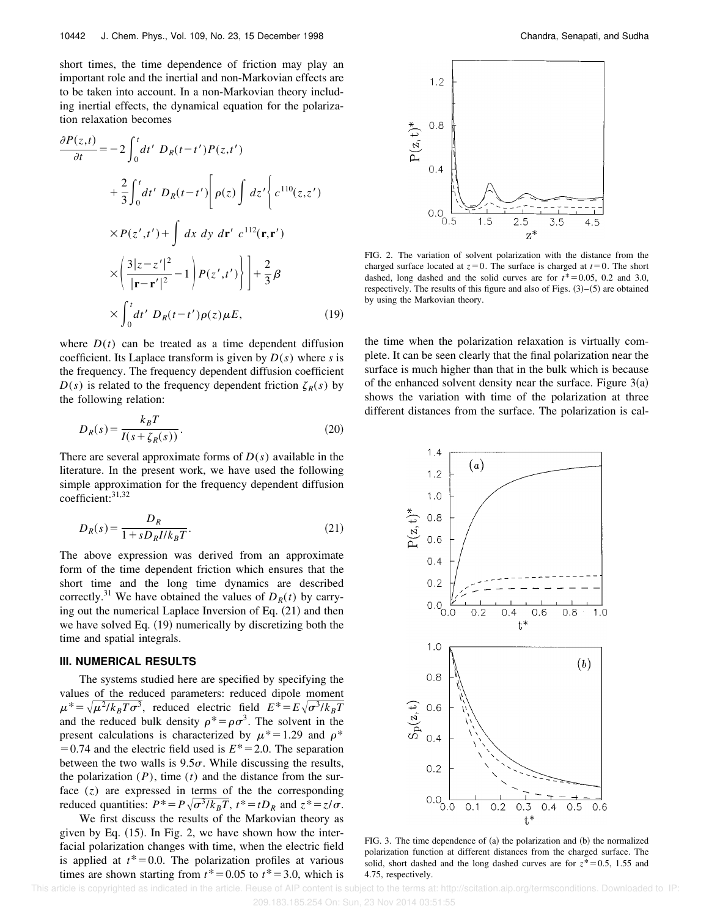short times, the time dependence of friction may play an important role and the inertial and non-Markovian effects are to be taken into account. In a non-Markovian theory including inertial effects, the dynamical equation for the polarization relaxation becomes

$$
\begin{aligned}
\frac{\partial P(z,t)}{\partial t} = & -2\int_0^t dt' \, D_R(t-t') P(z,t') \\
& + \frac{2}{3}\int_0^t dt' \, D_R(t-t') \Bigg[ \rho(z) \int dz' \Bigg\{ c^{110}(z,z') \\
& \times P(z',t') + \int dx\, dy\, d\mathbf{r}' \, c^{112}(\mathbf{r},\mathbf{r}') \\
& \times \left( \frac{3|z-z'|^2}{|\mathbf{r}-\mathbf{r}'|^2} - 1 \right) P(z',t') \Bigg\} \Bigg] + \frac{2}{3}\beta \\
& \times \int_0^t dt' \, D_R(t-t') \rho(z) \mu E,
\end{aligned} \tag{19}
$$

where $D(t)$ can be treated as a time dependent diffusion coefficient. Its Laplace transform is given by $D(s)$ where $s$ is the frequency. The frequency dependent diffusion coefficient $D(s)$ is related to the frequency dependent friction $\zeta_R(s)$ by the following relation:

$$
D_R(s) = \frac{k_B T}{I(s + \zeta_R(s))}. \tag{20}
$$

There are several approximate forms of $D(s)$ available in the literature. In the present work, we have used the following simple approximation for the frequency dependent diffusion coefficient:[31,32]

$$
D_R(s) = \frac{D_R}{1 + s D_R I / k_B T}. \tag{21}
$$

The above expression was derived from an approximate form of the time dependent friction which ensures that the short time and the long time dynamics are described correctly.[31] We have obtained the values of $D_R(t)$ by carrying out the numerical Laplace Inversion of Eq. (21) and then we have solved Eq. (19) numerically by discretizing both the time and spatial integrals.

## III. NUMERICAL RESULTS

The systems studied here are specified by specifying the values of the reduced parameters: reduced dipole moment $\mu^* = \sqrt{\mu^2/k_B T \sigma^3}$, reduced electric field $E^* = E\sqrt{\sigma^3/k_B T}$ and the reduced bulk density $\rho^* = \rho\sigma^3$. The solvent in the present calculations is characterized by $\mu^* = 1.29$ and $\rho^* = 0.74$ and the electric field used is $E^* = 2.0$. The separation between the two walls is $9.5\sigma$. While discussing the results, the polarization ($P$), time ($t$) and the distance from the surface ($z$) are expressed in terms of the the corresponding reduced quantities: $P^* = P\sqrt{\sigma^3/k_B T}$, $t^* = tD_R$ and $z^* = z/\sigma$.

We first discuss the results of the Markovian theory as given by Eq. (15). In Fig. 2, we have shown how the interfacial polarization changes with time, when the electric field is applied at $t^* = 0.0$. The polarization profiles at various times are shown starting from $t^* = 0.05$ to $t^* = 3.0$, which is the time when the polarization relaxation is virtually complete. It can be seen clearly that the final polarization near the surface is much higher than that in the bulk which is because of the enhanced solvent density near the surface. Figure 3(a) shows the variation with time of the polarization at three different distances from the surface. The polarization is cal-

FIG. 2. The variation of solvent polarization with the distance from the charged surface located at $z = 0$. The surface is charged at $t = 0$. The short dashed, long dashed and the solid curves are for $t^* = 0.05$, 0.2 and 3.0, respectively. The results of this figure and also of Figs. (3)–(5) are obtained by using the Markovian theory.

FIG. 3. The time dependence of (a) the polarization and (b) the normalized polarization function at different distances from the charged surface. The solid, short dashed and the long dashed curves are for $z^* = 0.5$, 1.55 and 4.75, respectively.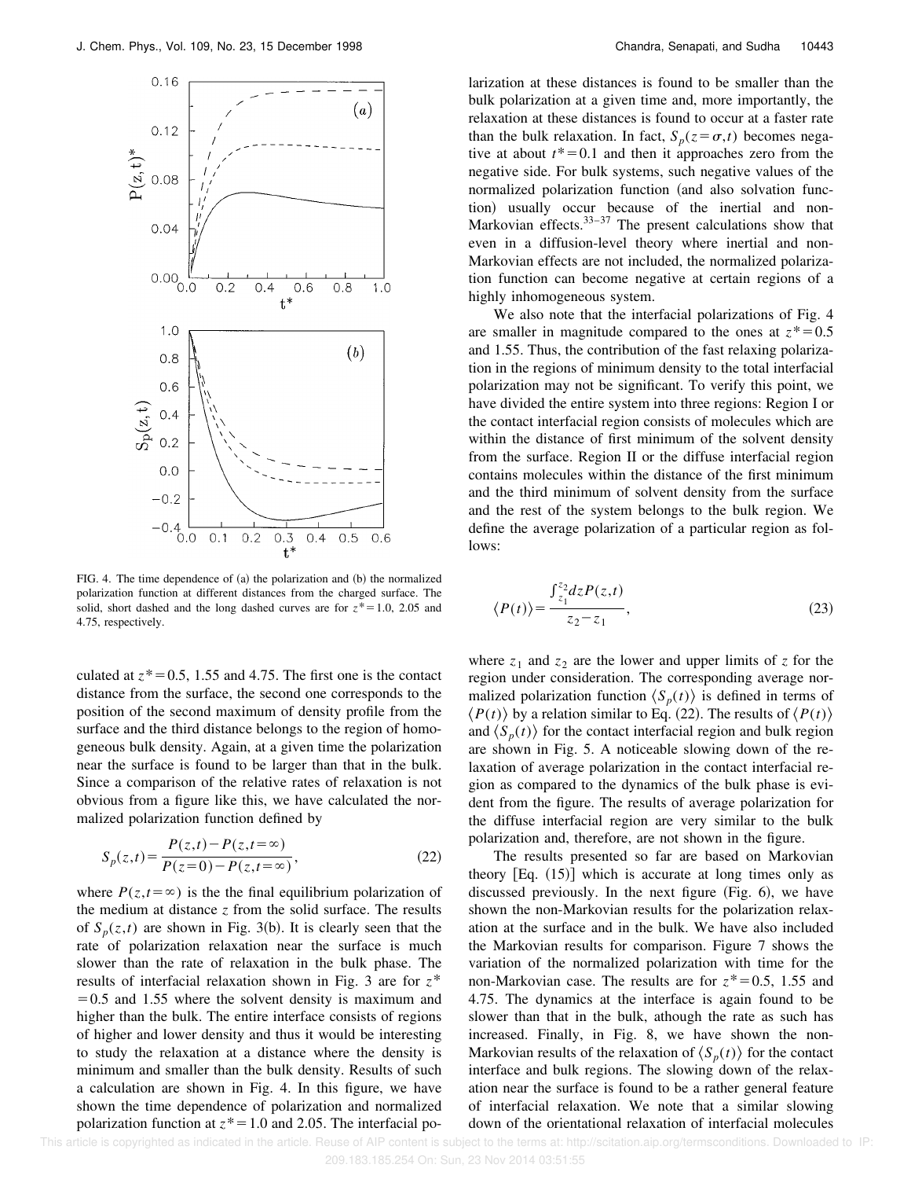FIG. 4. The time dependence of (a) the polarization and (b) the normalized polarization function at different distances from the charged surface. The solid, short dashed and the long dashed curves are for $z^*=1.0$, 2.05 and 4.75, respectively.

culated at $z^*=0.5$, 1.55 and 4.75. The first one is the contact distance from the surface, the second one corresponds to the position of the second maximum of density profile from the surface and the third distance belongs to the region of homogeneous bulk density. Again, at a given time the polarization near the surface is found to be larger than that in the bulk. Since a comparison of the relative rates of relaxation is not obvious from a figure like this, we have calculated the normalized polarization function defined by

$$S_p(z,t)=\frac{P(z,t)-P(z,t=\infty)}{P(z=0)-P(z,t=\infty)},\tag{22}$$

where $P(z,t=\infty)$ is the the final equilibrium polarization of the medium at distance $z$ from the solid surface. The results of $S_p(z,t)$ are shown in Fig. 3(b). It is clearly seen that the rate of polarization relaxation near the surface is much slower than the rate of relaxation in the bulk phase. The results of interfacial relaxation shown in Fig. 3 are for $z^*=0.5$ and 1.55 where the solvent density is maximum and higher than the bulk. The entire interface consists of regions of higher and lower density and thus it would be interesting to study the relaxation at a distance where the density is minimum and smaller than the bulk density. Results of such a calculation are shown in Fig. 4. In this figure, we have shown the time dependence of polarization and normalized polarization function at $z^*=1.0$ and 2.05. The interfacial polarization at these distances is found to be smaller than the bulk polarization at a given time and, more importantly, the relaxation at these distances is found to occur at a faster rate than the bulk relaxation. In fact, $S_p(z=\sigma,t)$ becomes negative at about $t^*=0.1$ and then it approaches zero from the negative side. For bulk systems, such negative values of the normalized polarization function (and also solvation function) usually occur because of the inertial and non-Markovian effects.[33–37] The present calculations show that even in a diffusion-level theory where inertial and non-Markovian effects are not included, the normalized polarization function can become negative at certain regions of a highly inhomogeneous system.

We also note that the interfacial polarizations of Fig. 4 are smaller in magnitude compared to the ones at $z^*=0.5$ and 1.55. Thus, the contribution of the fast relaxing polarization in the regions of minimum density to the total interfacial polarization may not be significant. To verify this point, we have divided the entire system into three regions: Region I or the contact interfacial region consists of molecules which are within the distance of first minimum of the solvent density from the surface. Region II or the diffuse interfacial region contains molecules within the distance of the first minimum and the third minimum of solvent density from the surface and the rest of the system belongs to the bulk region. We define the average polarization of a particular region as follows:

$$\langle P(t)\rangle=\frac{\int_{z_1}^{z_2}dz P(z,t)}{z_2-z_1},\tag{23}$$

where $z_1$ and $z_2$ are the lower and upper limits of $z$ for the region under consideration. The corresponding average normalized polarization function $\langle S_p(t)\rangle$ is defined in terms of $\langle P(t)\rangle$ by a relation similar to Eq. (22). The results of $\langle P(t)\rangle$ and $\langle S_p(t)\rangle$ for the contact interfacial region and bulk region are shown in Fig. 5. A noticeable slowing down of the relaxation of average polarization in the contact interfacial region as compared to the dynamics of the bulk phase is evident from the figure. The results of average polarization for the diffuse interfacial region are very similar to the bulk polarization and, therefore, are not shown in the figure.

The results presented so far are based on Markovian theory [Eq. (15)] which is accurate at long times only as discussed previously. In the next figure (Fig. 6), we have shown the non-Markovian results for the polarization relaxation at the surface and in the bulk. We have also included the Markovian results for comparison. Figure 7 shows the variation of the normalized polarization with time for the non-Markovian case. The results are for $z^*=0.5$, 1.55 and 4.75. The dynamics at the interface is again found to be slower than that in the bulk, although the rate as such has increased. Finally, in Fig. 8, we have shown the non-Markovian results of the relaxation of $\langle S_p(t)\rangle$ for the contact interface and bulk regions. The slowing down of the relaxation near the surface is found to be a rather general feature of interfacial relaxation. We note that a similar slowing down of the orientational relaxation of interfacial molecules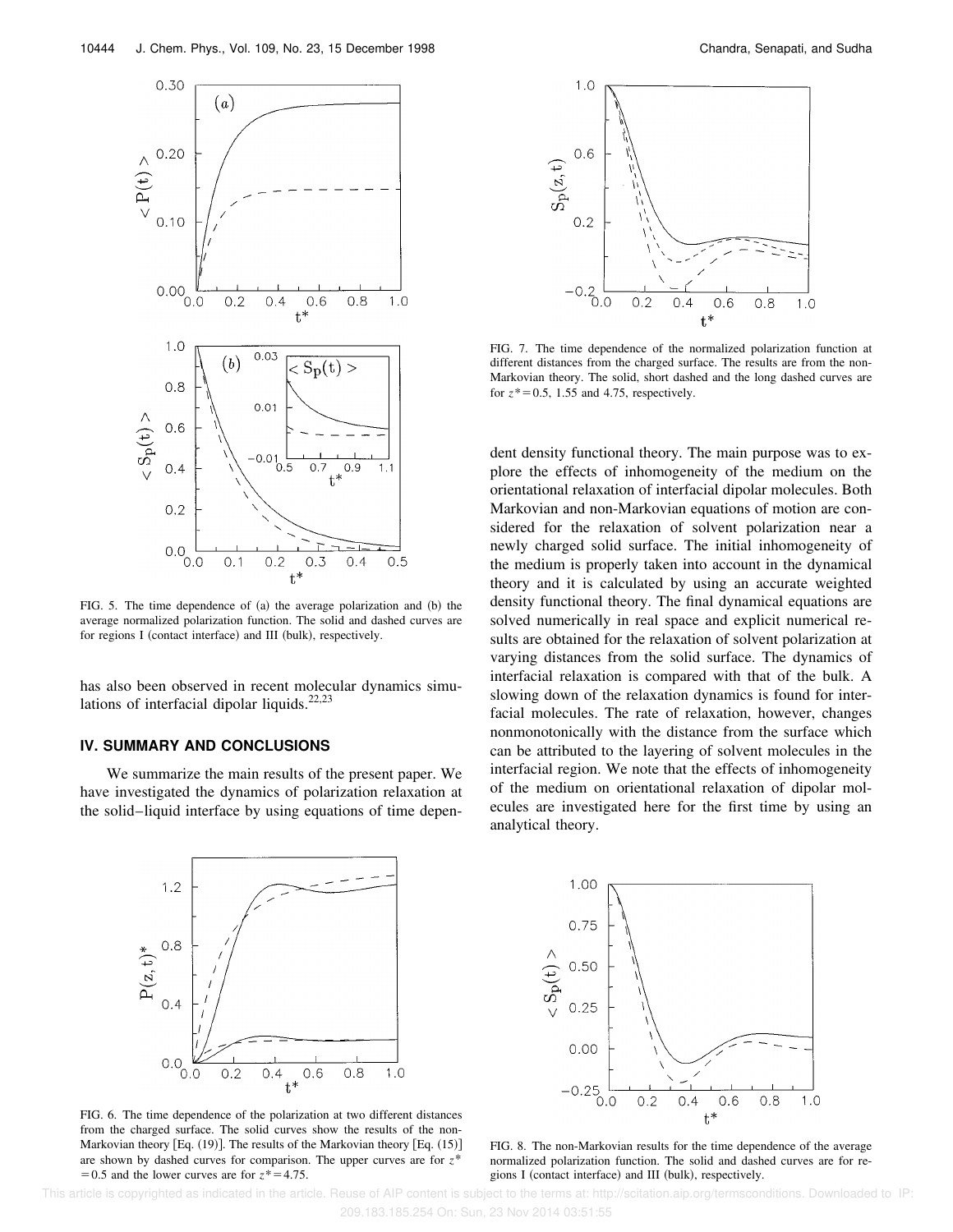FIG. 5. The time dependence of (a) the average polarization and (b) the average normalized polarization function. The solid and dashed curves are for regions I (contact interface) and III (bulk), respectively.

has also been observed in recent molecular dynamics simulations of interfacial dipolar liquids.[22,23]

## IV. SUMMARY AND CONCLUSIONS

We summarize the main results of the present paper. We have investigated the dynamics of polarization relaxation at the solid–liquid interface by using equations of time dependent density functional theory. The main purpose was to explore the effects of inhomogeneity of the medium on the orientational relaxation of interfacial dipolar molecules. Both Markovian and non-Markovian equations of motion are considered for the relaxation of solvent polarization near a newly charged solid surface. The initial inhomogeneity of the medium is properly taken into account in the dynamical theory and it is calculated by using an accurate weighted density functional theory. The final dynamical equations are solved numerically in real space and explicit numerical results are obtained for the relaxation of solvent polarization at varying distances from the solid surface. The dynamics of interfacial relaxation is compared with that of the bulk. A slowing down of the relaxation dynamics is found for interfacial molecules. The rate of relaxation, however, changes nonmonotonically with the distance from the surface which can be attributed to the layering of solvent molecules in the interfacial region. We note that the effects of inhomogeneity of the medium on orientational relaxation of dipolar molecules are investigated here for the first time by using an analytical theory.

FIG. 7. The time dependence of the normalized polarization function at different distances from the charged surface. The results are from the non-Markovian theory. The solid, short dashed and the long dashed curves are for $z^* = 0.5$, 1.55 and 4.75, respectively.

FIG. 6. The time dependence of the polarization at two different distances from the charged surface. The solid curves show the results of the non-Markovian theory [Eq. (19)]. The results of the Markovian theory [Eq. (15)] are shown by dashed curves for comparison. The upper curves are for $z^* = 0.5$ and the lower curves are for $z^* = 4.75$.

FIG. 8. The non-Markovian results for the time dependence of the average normalized polarization function. The solid and dashed curves are for regions I (contact interface) and III (bulk), respectively.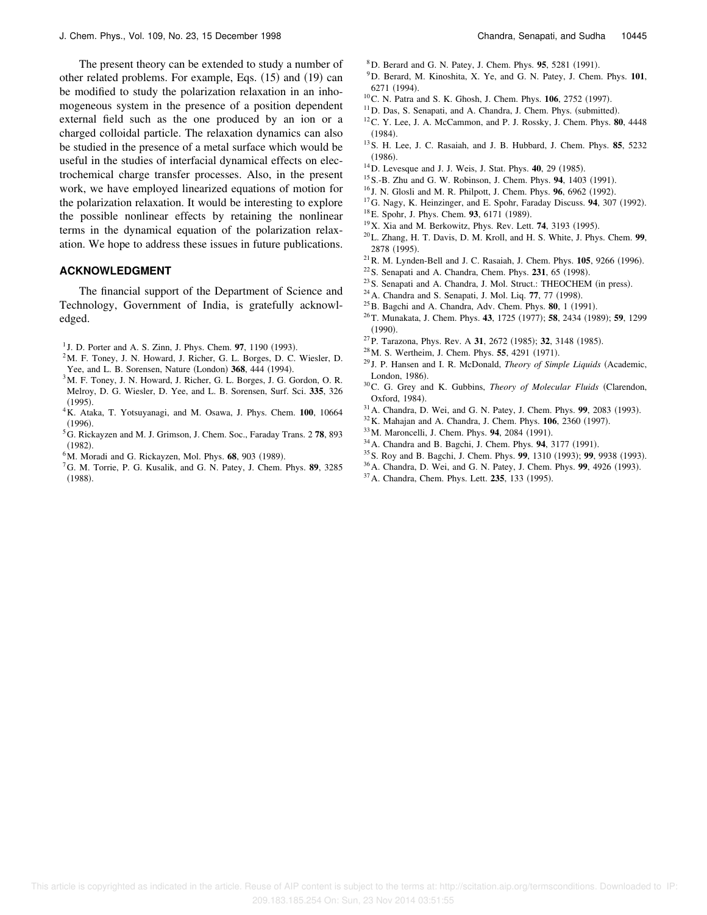The present theory can be extended to study a number of other related problems. For example, Eqs. (15) and (19) can be modified to study the polarization relaxation in an inhomogeneous system in the presence of a position dependent external field such as the one produced by an ion or a charged colloidal particle. The relaxation dynamics can also be studied in the presence of a metal surface which would be useful in the studies of interfacial dynamical effects on electrochemical charge transfer processes. Also, in the present work, we have employed linearized equations of motion for the polarization relaxation. It would be interesting to explore the possible nonlinear effects by retaining the nonlinear terms in the dynamical equation of the polarization relaxation. We hope to address these issues in future publications.

## ACKNOWLEDGMENT

The financial support of the Department of Science and Technology, Government of India, is gratefully acknowledged.

[1] J. D. Porter and A. S. Zinn, J. Phys. Chem. **97**, 1190 (1993).
[2] M. F. Toney, J. N. Howard, J. Richer, G. L. Borges, D. C. Wiesler, D. Yee, and L. B. Sorensen, Nature (London) **368**, 444 (1994).
[3] M. F. Toney, J. N. Howard, J. Richer, G. L. Borges, J. G. Gordon, O. R. Melroy, D. G. Wiesler, D. Yee, and L. B. Sorensen, Surf. Sci. **335**, 326 (1995).
[4] K. Ataka, T. Yotsuyanagi, and M. Osawa, J. Phys. Chem. **100**, 10664 (1996).
[5] G. Rickayzen and M. J. Grimson, J. Chem. Soc., Faraday Trans. 2 **78**, 893 (1982).
[6] M. Moradi and G. Rickayzen, Mol. Phys. **68**, 903 (1989).
[7] G. M. Torrie, P. G. Kusalik, and G. N. Patey, J. Chem. Phys. **89**, 3285 (1988).
[8] D. Berard and G. N. Patey, J. Chem. Phys. **95**, 5281 (1991).
[9] D. Berard, M. Kinoshita, X. Ye, and G. N. Patey, J. Chem. Phys. **101**, 6271 (1994).
[10] C. N. Patra and S. K. Ghosh, J. Chem. Phys. **106**, 2752 (1997).
[11] D. Das, S. Senapati, and A. Chandra, J. Chem. Phys. (submitted).
[12] C. Y. Lee, J. A. McCammon, and P. J. Rossky, J. Chem. Phys. **80**, 4448 (1984).
[13] S. H. Lee, J. C. Rasaiah, and J. B. Hubbard, J. Chem. Phys. **85**, 5232 (1986).
[14] D. Levesque and J. J. Weis, J. Stat. Phys. **40**, 29 (1985).
[15] S.-B. Zhu and G. W. Robinson, J. Chem. Phys. **94**, 1403 (1991).
[16] J. N. Glosli and M. R. Philpott, J. Chem. Phys. **96**, 6962 (1992).
[17] G. Nagy, K. Heinzinger, and E. Spohr, Faraday Discuss. **94**, 307 (1992).
[18] E. Spohr, J. Phys. Chem. **93**, 6171 (1989).
[19] X. Xia and M. Berkowitz, Phys. Rev. Lett. **74**, 3193 (1995).
[20] L. Zhang, H. T. Davis, D. M. Kroll, and H. S. White, J. Phys. Chem. **99**, 2878 (1995).
[21] R. M. Lynden-Bell and J. C. Rasaiah, J. Chem. Phys. **105**, 9266 (1996).
[22] S. Senapati and A. Chandra, Chem. Phys. **231**, 65 (1998).
[23] S. Senapati and A. Chandra, J. Mol. Struct.: THEOCHEM (in press).
[24] A. Chandra and S. Senapati, J. Mol. Liq. **77**, 77 (1998).
[25] B. Bagchi and A. Chandra, Adv. Chem. Phys. **80**, 1 (1991).
[26] T. Munakata, J. Chem. Phys. **43**, 1725 (1977); **58**, 2434 (1989); **59**, 1299 (1990).
[27] P. Tarazona, Phys. Rev. A **31**, 2672 (1985); **32**, 3148 (1985).
[28] M. S. Wertheim, J. Chem. Phys. **55**, 4291 (1971).
[29] J. P. Hansen and I. R. McDonald, *Theory of Simple Liquids* (Academic, London, 1986).
[30] C. G. Grey and K. Gubbins, *Theory of Molecular Fluids* (Clarendon, Oxford, 1984).
[31] A. Chandra, D. Wei, and G. N. Patey, J. Chem. Phys. **99**, 2083 (1993).
[32] K. Mahajan and A. Chandra, J. Chem. Phys. **106**, 2360 (1997).
[33] M. Maroncelli, J. Chem. Phys. **94**, 2084 (1991).
[34] A. Chandra and B. Bagchi, J. Chem. Phys. **94**, 3177 (1991).
[35] S. Roy and B. Bagchi, J. Chem. Phys. **99**, 1310 (1993); **99**, 9938 (1993).
[36] A. Chandra, D. Wei, and G. N. Patey, J. Chem. Phys. **99**, 4926 (1993).
[37] A. Chandra, Chem. Phys. Lett. **235**, 133 (1995).